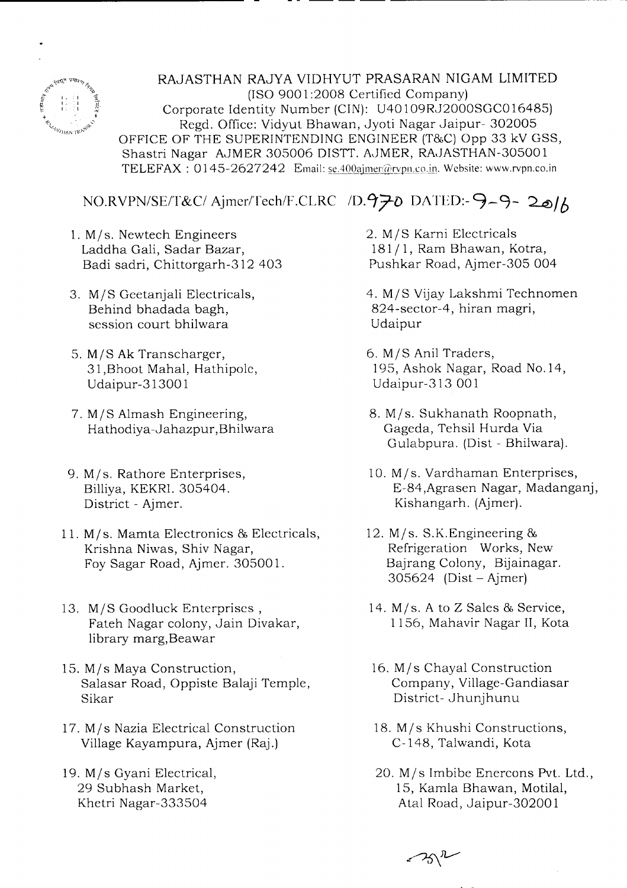# RAJASTHAN RAJYA VIDHYUT PRASARAN NIGAM LIMITED

(ISO 9001:2008 Certified Company)
Corporate Identity Number (CIN): U40109RJ2000SGC016485)
Regd. Office: Vidyut Bhawan, Jyoti Nagar Jaipur- 302005
OFFICE OF THE SUPERINTENDING ENGINEER (T&C) Opp 33 kV GSS, Shastri Nagar AJMER 305006 DISTT. AJMER, RAJASTHAN-305001
TELEFAX : 0145-2627242 Email: se.400ajmer@rvpn.co.in. Website: www.rvpn.co.in

NO.RVPN/SE/T&C/ Ajmer/Tech/F.CLRC /D.970 DATED:- 9-9- 2016

1. M/s. Newtech Engineers
   Laddha Gali, Sadar Bazar,
   Badi sadri, Chittorgarh-312 403

2. M/S Karni Electricals
   181/1, Ram Bhawan, Kotra,
   Pushkar Road, Ajmer-305 004

3. M/S Geetanjali Electricals,
   Behind bhadada bagh,
   session court bhilwara

4. M/S Vijay Lakshmi Technomen
   824-sector-4, hiran magri,
   Udaipur

5. M/S Ak Transcharger,
   31,Bhoot Mahal, Hathipole,
   Udaipur-313001

6. M/S Anil Traders,
   195, Ashok Nagar, Road No.14,
   Udaipur-313 001

7. M/S Almash Engineering,
   Hathodiya-Jahazpur,Bhilwara

8. M/s. Sukhanath Roopnath,
   Gageda, Tehsil Hurda Via
   Gulabpura. (Dist - Bhilwara).

9. M/s. Rathore Enterprises,
   Billiya, KEKRI. 305404.
   District - Ajmer.

10. M/s. Vardhaman Enterprises,
    E-84,Agrasen Nagar, Madanganj,
    Kishangarh. (Ajmer).

11. M/s. Mamta Electronics & Electricals,
    Krishna Niwas, Shiv Nagar,
    Foy Sagar Road, Ajmer. 305001.

12. M/s. S.K.Engineering &
    Refrigeration Works, New
    Bajrang Colony, Bijainagar.
    305624 (Dist – Ajmer)

13. M/S Goodluck Enterprises ,
    Fateh Nagar colony, Jain Divakar,
    library marg,Beawar

14. M/s. A to Z Sales & Service,
    1156, Mahavir Nagar II, Kota

15. M/s Maya Construction,
    Salasar Road, Oppiste Balaji Temple,
    Sikar

16. M/s Chayal Construction
    Company, Village-Gandiasar
    District- Jhunjhunu

17. M/s Nazia Electrical Construction
    Village Kayampura, Ajmer (Raj.)

18. M/s Khushi Constructions,
    C-148, Talwandi, Kota

19. M/s Gyani Electrical,
    29 Subhash Market,
    Khetri Nagar-333504

20. M/s Imbibe Enercons Pvt. Ltd.,
    15, Kamla Bhawan, Motilal,
    Atal Road, Jaipur-302001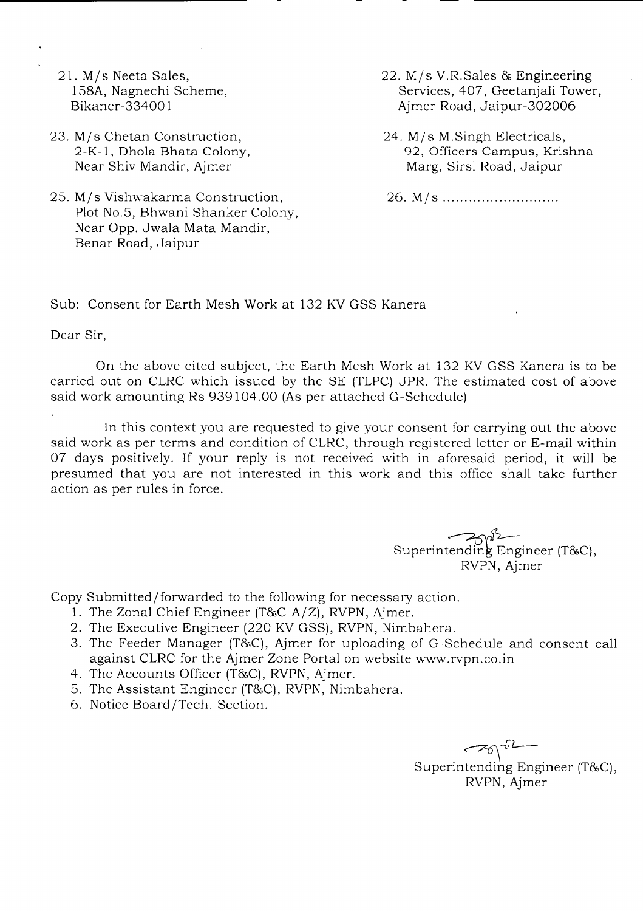21. M/s Neeta Sales,
    158A, Nagnechi Scheme,
    Bikaner-334001

22. M/s V.R.Sales & Engineering
    Services, 407, Geetanjali Tower,
    Ajmer Road, Jaipur-302006

23. M/s Chetan Construction,
    2-K-1, Dhola Bhata Colony,
    Near Shiv Mandir, Ajmer

24. M/s M.Singh Electricals,
    92, Officers Campus, Krishna
    Marg, Sirsi Road, Jaipur

25. M/s Vishwakarma Construction,
    Plot No.5, Bhwani Shanker Colony,
    Near Opp. Jwala Mata Mandir,
    Benar Road, Jaipur

26. M/s ...........................

Sub: Consent for Earth Mesh Work at 132 KV GSS Kanera

Dear Sir,

On the above cited subject, the Earth Mesh Work at 132 KV GSS Kanera is to be carried out on CLRC which issued by the SE (TLPC) JPR. The estimated cost of above said work amounting Rs 939104.00 (As per attached G-Schedule)

In this context you are requested to give your consent for carrying out the above said work as per terms and condition of CLRC, through registered letter or E-mail within 07 days positively. If your reply is not received with in aforesaid period, it will be presumed that you are not interested in this work and this office shall take further action as per rules in force.

Superintending Engineer (T&C),
RVPN, Ajmer

Copy Submitted/forwarded to the following for necessary action.

1. The Zonal Chief Engineer (T&C-A/Z), RVPN, Ajmer.
2. The Executive Engineer (220 KV GSS), RVPN, Nimbahera.
3. The Feeder Manager (T&C), Ajmer for uploading of G-Schedule and consent call against CLRC for the Ajmer Zone Portal on website www.rvpn.co.in
4. The Accounts Officer (T&C), RVPN, Ajmer.
5. The Assistant Engineer (T&C), RVPN, Nimbahera.
6. Notice Board/Tech. Section.

Superintending Engineer (T&C),
RVPN, Ajmer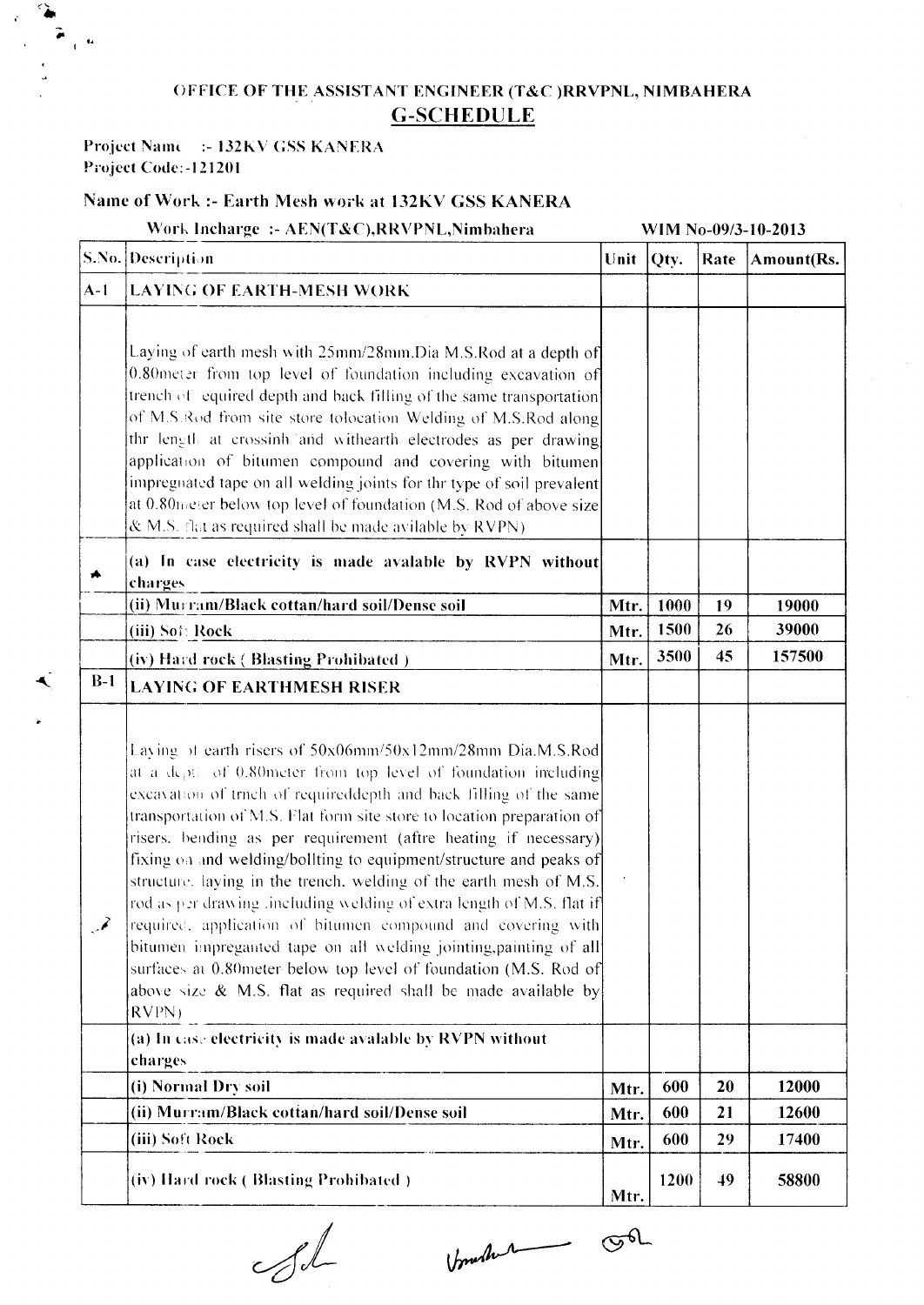# OFFICE OF THE ASSISTANT ENGINEER (T&C )RRVPNL, NIMBAHERA

## G-SCHEDULE

**Project Name :- 132KV GSS KANERA**
**Project Code:-121201**

**Name of Work :- Earth Mesh work at 132KV GSS KANERA**

**Work Incharge :- AEN(T&C),RRVPNL,Nimbahera** **WIM No-09/3-10-2013**

| S.No. | Description | Unit | Qty. | Rate | Amount(Rs. |
|---|---|---|---|---|---|
| A-1 | **LAYING OF EARTH-MESH WORK** | | | | |
| | Laying of earth mesh with 25mm/28mm.Dia M.S.Rod at a depth of 0.80meter from top level of foundation including excavation of trench of equired depth and back filling of the same transportation of M.S.Rod from site store tolocation Welding of M.S.Rod along thr length at crossinh and withearth electrodes as per drawing application of bitumen compound and covering with bitumen impregnated tape on all welding joints for thr type of soil prevalent at 0.80meter below top level of foundation (M.S. Rod of above size & M.S. flat as required shall be made avilable by RVPN) | | | | |
| | **(a) In case electricity is made avalable by RVPN without charges** | | | | |
| | **(ii) Murram/Black cottan/hard soil/Dense soil** | Mtr. | 1000 | 19 | 19000 |
| | **(iii) Soft Rock** | Mtr. | 1500 | 26 | 39000 |
| | **(iv) Hard rock ( Blasting Prohibated )** | Mtr. | 3500 | 45 | 157500 |
| B-1 | **LAYING OF EARTHMESH RISER** | | | | |
| | Laying of earth risers of 50x06mm/50x12mm/28mm Dia.M.S.Rod at a depth of 0.80meter from top level of foundation including excavation of trnch of requireddepth and back filling of the same transportation of M.S. Flat form site store to location preparation of risers. bending as per requirement (aftre heating if necessary) fixing on and welding/bollting to equipment/structure and peaks of structure. laying in the trench. welding of the earth mesh of M.S. rod as per drawing .including welding of extra length of M.S. flat if required. application of bitumen compound and covering with bitumen impreganted tape on all welding jointing,painting of all surfaces at 0.80meter below top level of foundation (M.S. Rod of above size & M.S. flat as required shall be made available by RVPN) | | | | |
| | **(a) In case electricity is made avalable by RVPN without charges** | | | | |
| | **(i) Normal Dry soil** | Mtr. | 600 | 20 | 12000 |
| | **(ii) Murram/Black cottan/hard soil/Dense soil** | Mtr. | 600 | 21 | 12600 |
| | **(iii) Soft Rock** | Mtr. | 600 | 29 | 17400 |
| | **(iv) Hard rock ( Blasting Prohibated )** | Mtr. | 1200 | 49 | 58800 |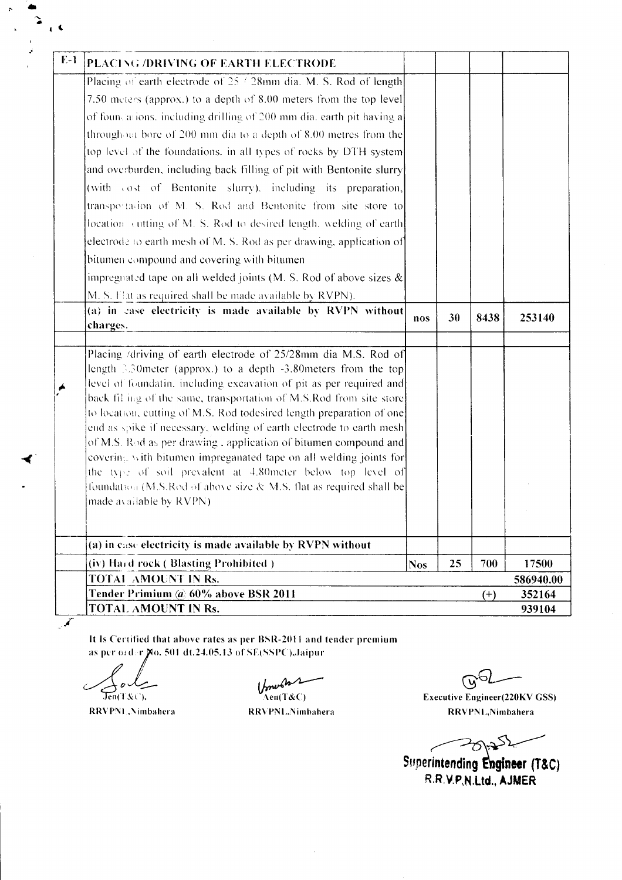| | | | | | |
|---|---|---|---|---|---|
| E-1 | **PLACING /DRIVING OF EARTH ELECTRODE** | | | | |
| | Placing of earth electrode of 25 / 28mm dia. M. S. Rod of length 7.50 meters (approx.) to a depth of 8.00 meters from the top level of foundations, including drilling of 200 mm dia. earth pit having a throughout bore of 200 mm dia to a depth of 8.00 metres from the top level of the foundations, in all types of rocks by DTH system and overburden, including back filling of pit with Bentonite slurry (with cost of Bentonite slurry), including its preparation, transportation of M. S. Rod and Bentonite from site store to location cutting of M. S. Rod to desired length, welding of earth electrode to earth mesh of M. S. Rod as per drawing, application of bitumen compound and covering with bitumen impregnated tape on all welded joints (M. S. Rod of above sizes & M. S. Flat as required shall be made available by RVPN). | | | | |
| | **(a) in case electricity is made available by RVPN without charges.** | nos | 30 | 8438 | 253140 |
| | | | | | |
| | Placing /driving of earth electrode of 25/28mm dia M.S. Rod of length 3.30meter (approx.) to a depth -3.80meters from the top level of foundatin, including excavation of pit as per required and back filling of the same, transportation of M.S.Rod from site store to location, cutting of M.S. Rod todesired length preparation of one end as spike if necessary, welding of earth electrode to earth mesh of M.S. Rod as per drawing , application of bitumen compound and covering with bitumen impreganated tape on all welding joints for the type of soil prevalent at 4.80meter below top level of foundation (M.S.Rod of above size & M.S. flat as required shall be made available by RVPN) | | | | |
| | **(a) in case electricity is made available by RVPN without** | | | | |
| | **(iv) Hard rock ( Blasting Prohibited )** | **Nos** | **25** | **700** | **17500** |
| | **TOTAL AMOUNT IN Rs.** | | | | **586940.00** |
| | **Tender Primium @ 60% above BSR 2011** | | | **(+)** | **352164** |
| | **TOTAL AMOUNT IN Rs.** | | | | **939104** |

**It Is Certified that above rates as per BSR-2011 and tender premium as per order No. 501 dt.24.05.13 of SE(SSPC),Jaipur**

Jen(T&C),
RRVPNL,Nimbahera

Aen(T&C)
RRVPNL,Nimbahera

**Executive Engineer(220KV GSS)**
**RRVPNL,Nimbahera**

**Superintending Engineer (T&C)**
**R.R.V.P.N.Ltd., AJMER**